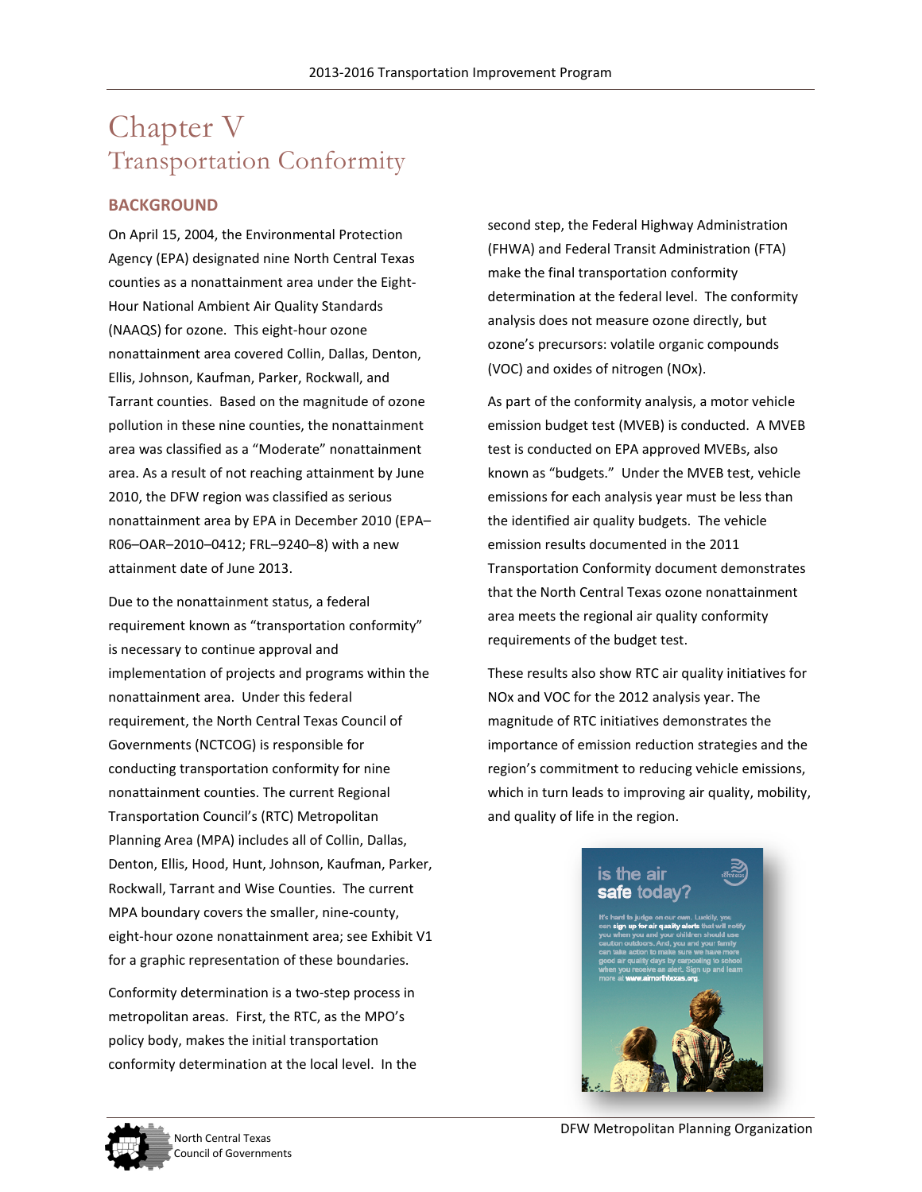# Chapter V
# Transportation Conformity

## BACKGROUND

On April 15, 2004, the Environmental Protection Agency (EPA) designated nine North Central Texas counties as a nonattainment area under the Eight-Hour National Ambient Air Quality Standards (NAAQS) for ozone. This eight-hour ozone nonattainment area covered Collin, Dallas, Denton, Ellis, Johnson, Kaufman, Parker, Rockwall, and Tarrant counties. Based on the magnitude of ozone pollution in these nine counties, the nonattainment area was classified as a "Moderate" nonattainment area. As a result of not reaching attainment by June 2010, the DFW region was classified as serious nonattainment area by EPA in December 2010 (EPA–R06–OAR–2010–0412; FRL–9240–8) with a new attainment date of June 2013.

Due to the nonattainment status, a federal requirement known as "transportation conformity" is necessary to continue approval and implementation of projects and programs within the nonattainment area. Under this federal requirement, the North Central Texas Council of Governments (NCTCOG) is responsible for conducting transportation conformity for nine nonattainment counties. The current Regional Transportation Council's (RTC) Metropolitan Planning Area (MPA) includes all of Collin, Dallas, Denton, Ellis, Hood, Hunt, Johnson, Kaufman, Parker, Rockwall, Tarrant and Wise Counties. The current MPA boundary covers the smaller, nine-county, eight-hour ozone nonattainment area; see Exhibit V1 for a graphic representation of these boundaries.

Conformity determination is a two-step process in metropolitan areas. First, the RTC, as the MPO's policy body, makes the initial transportation conformity determination at the local level. In the second step, the Federal Highway Administration (FHWA) and Federal Transit Administration (FTA) make the final transportation conformity determination at the federal level. The conformity analysis does not measure ozone directly, but ozone's precursors: volatile organic compounds (VOC) and oxides of nitrogen (NOx).

As part of the conformity analysis, a motor vehicle emission budget test (MVEB) is conducted. A MVEB test is conducted on EPA approved MVEBs, also known as "budgets." Under the MVEB test, vehicle emissions for each analysis year must be less than the identified air quality budgets. The vehicle emission results documented in the 2011 Transportation Conformity document demonstrates that the North Central Texas ozone nonattainment area meets the regional air quality conformity requirements of the budget test.

These results also show RTC air quality initiatives for NOx and VOC for the 2012 analysis year. The magnitude of RTC initiatives demonstrates the importance of emission reduction strategies and the region's commitment to reducing vehicle emissions, which in turn leads to improving air quality, mobility, and quality of life in the region.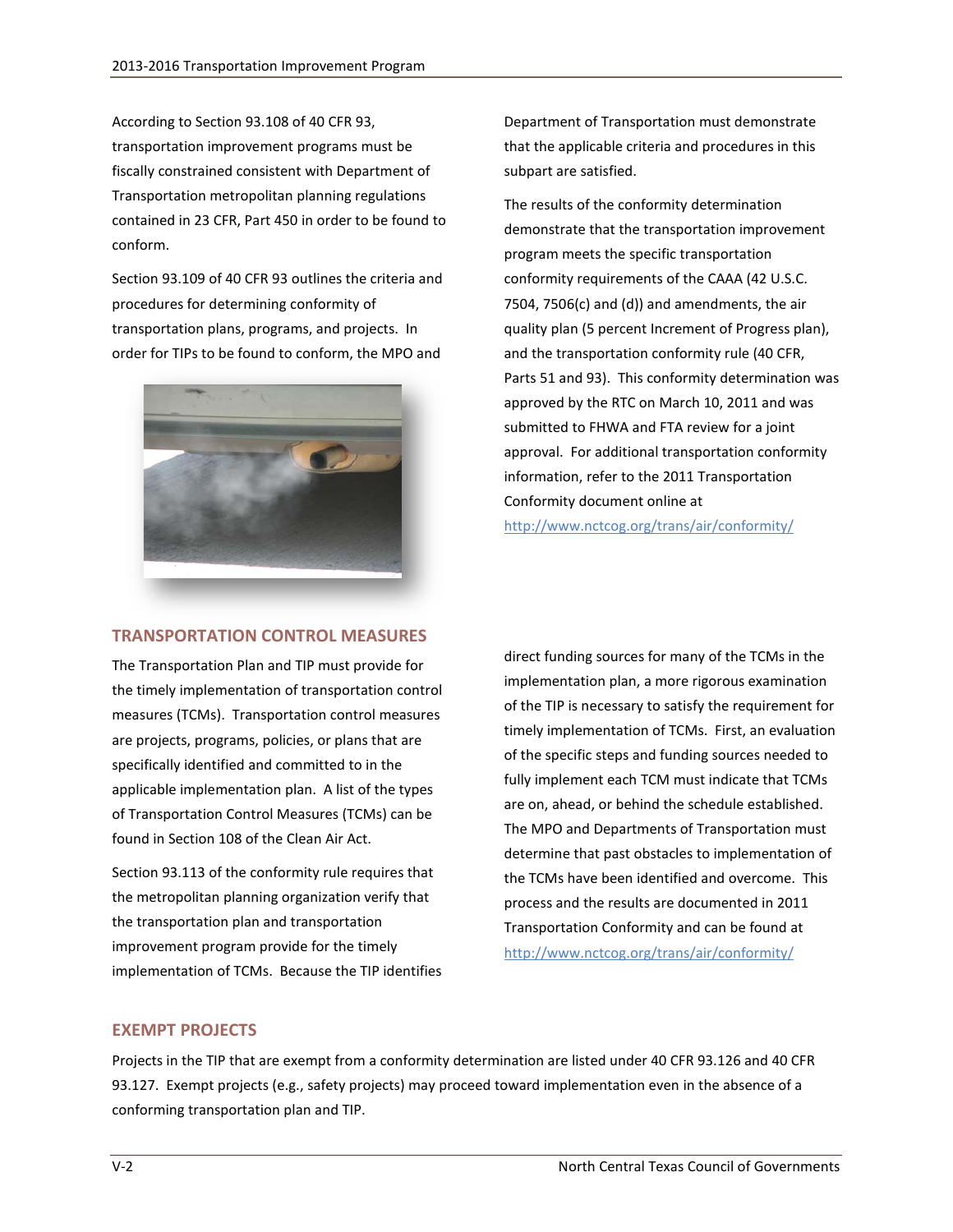According to Section 93.108 of 40 CFR 93, transportation improvement programs must be fiscally constrained consistent with Department of Transportation metropolitan planning regulations contained in 23 CFR, Part 450 in order to be found to conform.

Section 93.109 of 40 CFR 93 outlines the criteria and procedures for determining conformity of transportation plans, programs, and projects. In order for TIPs to be found to conform, the MPO and Department of Transportation must demonstrate that the applicable criteria and procedures in this subpart are satisfied.

The results of the conformity determination demonstrate that the transportation improvement program meets the specific transportation conformity requirements of the CAAA (42 U.S.C. 7504, 7506(c) and (d)) and amendments, the air quality plan (5 percent Increment of Progress plan), and the transportation conformity rule (40 CFR, Parts 51 and 93). This conformity determination was approved by the RTC on March 10, 2011 and was submitted to FHWA and FTA review for a joint approval. For additional transportation conformity information, refer to the 2011 Transportation Conformity document online at http://www.nctcog.org/trans/air/conformity/

## TRANSPORTATION CONTROL MEASURES

The Transportation Plan and TIP must provide for the timely implementation of transportation control measures (TCMs). Transportation control measures are projects, programs, policies, or plans that are specifically identified and committed to in the applicable implementation plan. A list of the types of Transportation Control Measures (TCMs) can be found in Section 108 of the Clean Air Act.

Section 93.113 of the conformity rule requires that the metropolitan planning organization verify that the transportation plan and transportation improvement program provide for the timely implementation of TCMs. Because the TIP identifies direct funding sources for many of the TCMs in the implementation plan, a more rigorous examination of the TIP is necessary to satisfy the requirement for timely implementation of TCMs. First, an evaluation of the specific steps and funding sources needed to fully implement each TCM must indicate that TCMs are on, ahead, or behind the schedule established. The MPO and Departments of Transportation must determine that past obstacles to implementation of the TCMs have been identified and overcome. This process and the results are documented in 2011 Transportation Conformity and can be found at http://www.nctcog.org/trans/air/conformity/

## EXEMPT PROJECTS

Projects in the TIP that are exempt from a conformity determination are listed under 40 CFR 93.126 and 40 CFR 93.127. Exempt projects (e.g., safety projects) may proceed toward implementation even in the absence of a conforming transportation plan and TIP.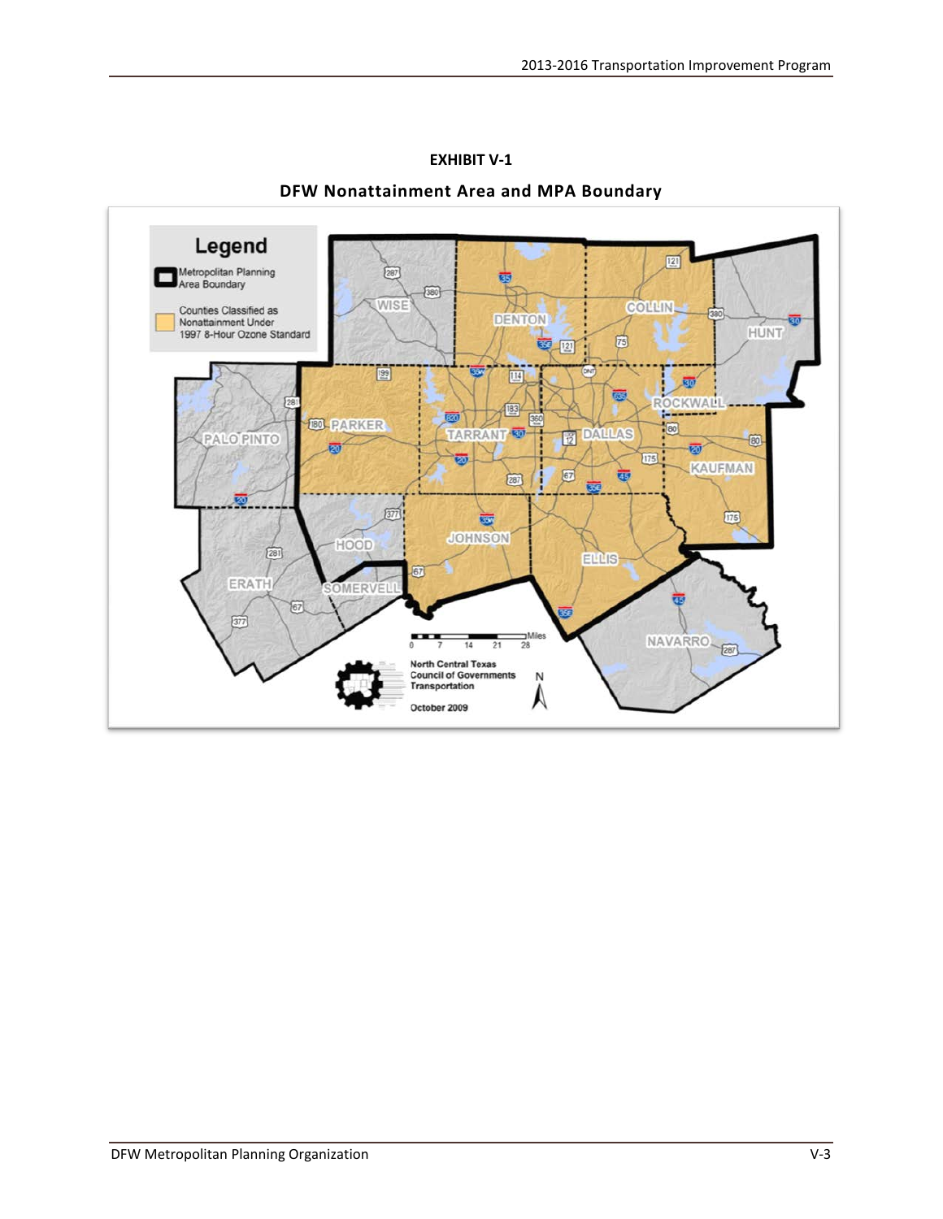**EXHIBIT V-1**

**DFW Nonattainment Area and MPA Boundary**

Legend

Metropolitan Planning Area Boundary

Counties Classified as Nonattainment Under 1997 8-Hour Ozone Standard

WISE

DENTON

COLLIN

HUNT

PALO PINTO

PARKER

TARRANT

DALLAS

ROCKWALL

KAUFMAN

HOOD

JOHNSON

ELLIS

ERATH

SOMERVELL

NAVARRO

Miles

0 7 14 21 28

North Central Texas Council of Governments Transportation

October 2009

N